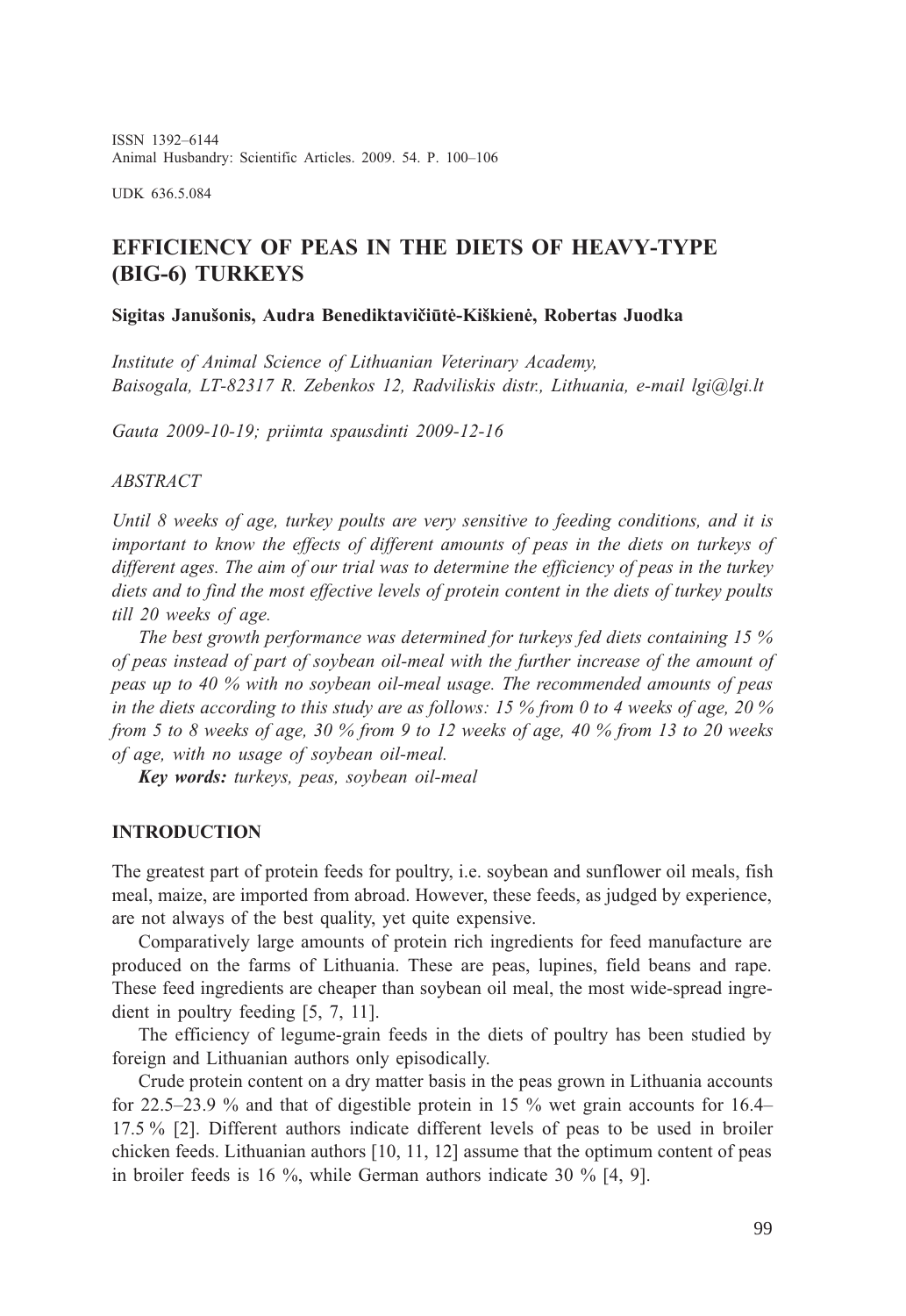ISSN 1392–6144
Animal Husbandry: Scientific Articles. 2009. 54. P. 100–106

UDK 636.5.084

# EFFICIENCY OF PEAS IN THE DIETS OF HEAVY-TYPE (BIG-6) TURKEYS

**Sigitas Janušonis, Audra Benediktavičiūtė-Kiškienė, Robertas Juodka**

*Institute of Animal Science of Lithuanian Veterinary Academy,*
*Baisogala, LT-82317 R. Zebenkos 12, Radviliskis distr., Lithuania, e-mail lgi@lgi.lt*

*Gauta 2009-10-19; priimta spausdinti 2009-12-16*

*ABSTRACT*

*Until 8 weeks of age, turkey poults are very sensitive to feeding conditions, and it is important to know the effects of different amounts of peas in the diets on turkeys of different ages. The aim of our trial was to determine the efficiency of peas in the turkey diets and to find the most effective levels of protein content in the diets of turkey poults till 20 weeks of age.*

*The best growth performance was determined for turkeys fed diets containing 15 % of peas instead of part of soybean oil-meal with the further increase of the amount of peas up to 40 % with no soybean oil-meal usage. The recommended amounts of peas in the diets according to this study are as follows: 15 % from 0 to 4 weeks of age, 20 % from 5 to 8 weeks of age, 30 % from 9 to 12 weeks of age, 40 % from 13 to 20 weeks of age, with no usage of soybean oil-meal.*

***Key words:*** *turkeys, peas, soybean oil-meal*

## INTRODUCTION

The greatest part of protein feeds for poultry, i.e. soybean and sunflower oil meals, fish meal, maize, are imported from abroad. However, these feeds, as judged by experience, are not always of the best quality, yet quite expensive.

Comparatively large amounts of protein rich ingredients for feed manufacture are produced on the farms of Lithuania. These are peas, lupines, field beans and rape. These feed ingredients are cheaper than soybean oil meal, the most wide-spread ingredient in poultry feeding [5, 7, 11].

The efficiency of legume-grain feeds in the diets of poultry has been studied by foreign and Lithuanian authors only episodically.

Crude protein content on a dry matter basis in the peas grown in Lithuania accounts for 22.5–23.9 % and that of digestible protein in 15 % wet grain accounts for 16.4–17.5 % [2]. Different authors indicate different levels of peas to be used in broiler chicken feeds. Lithuanian authors [10, 11, 12] assume that the optimum content of peas in broiler feeds is 16 %, while German authors indicate 30 % [4, 9].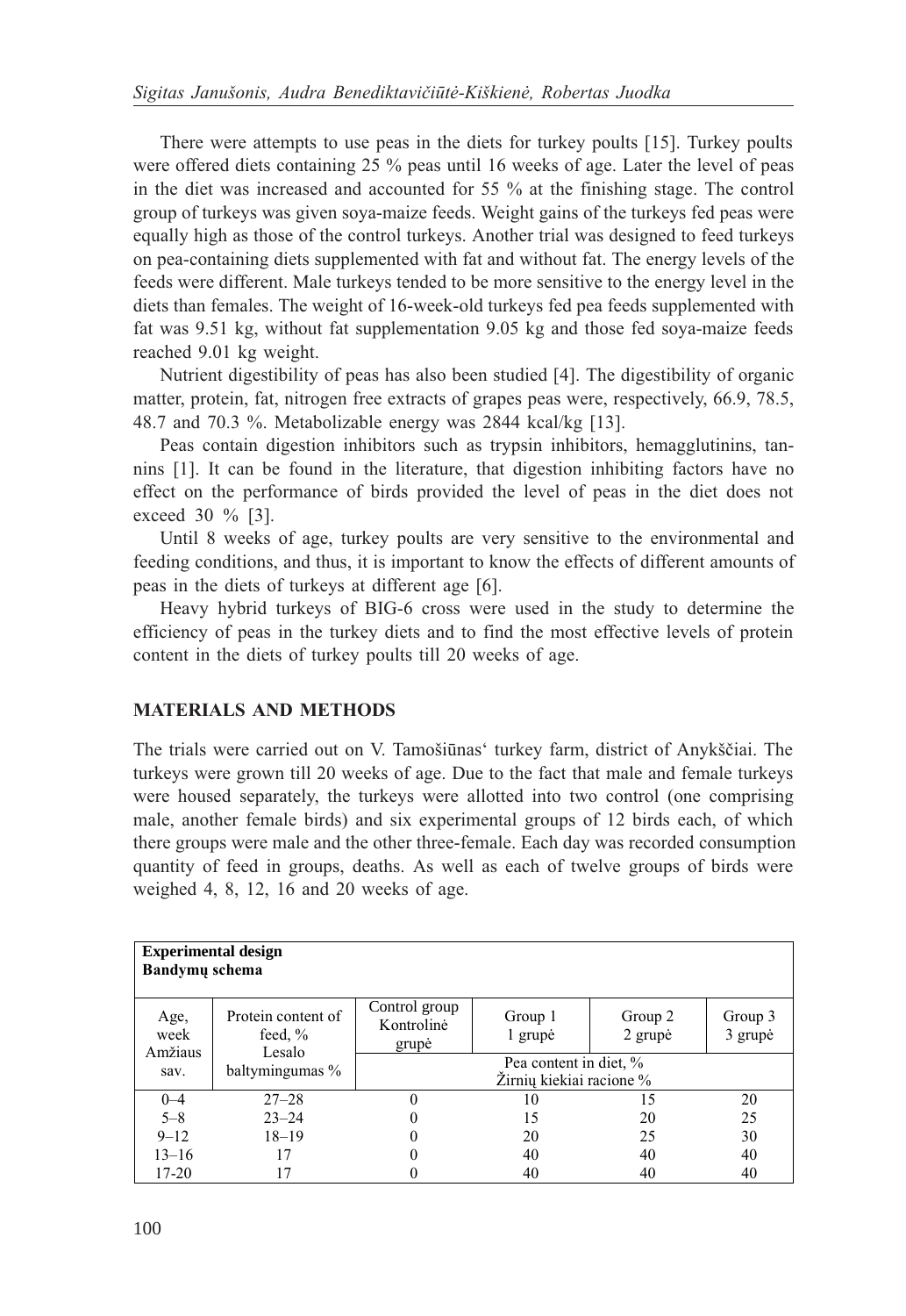There were attempts to use peas in the diets for turkey poults [15]. Turkey poults were offered diets containing 25 % peas until 16 weeks of age. Later the level of peas in the diet was increased and accounted for 55 % at the finishing stage. The control group of turkeys was given soya-maize feeds. Weight gains of the turkeys fed peas were equally high as those of the control turkeys. Another trial was designed to feed turkeys on pea-containing diets supplemented with fat and without fat. The energy levels of the feeds were different. Male turkeys tended to be more sensitive to the energy level in the diets than females. The weight of 16-week-old turkeys fed pea feeds supplemented with fat was 9.51 kg, without fat supplementation 9.05 kg and those fed soya-maize feeds reached 9.01 kg weight.

Nutrient digestibility of peas has also been studied [4]. The digestibility of organic matter, protein, fat, nitrogen free extracts of grapes peas were, respectively, 66.9, 78.5, 48.7 and 70.3 %. Metabolizable energy was 2844 kcal/kg [13].

Peas contain digestion inhibitors such as trypsin inhibitors, hemagglutinins, tannins [1]. It can be found in the literature, that digestion inhibiting factors have no effect on the performance of birds provided the level of peas in the diet does not exceed 30 % [3].

Until 8 weeks of age, turkey poults are very sensitive to the environmental and feeding conditions, and thus, it is important to know the effects of different amounts of peas in the diets of turkeys at different age [6].

Heavy hybrid turkeys of BIG-6 cross were used in the study to determine the efficiency of peas in the turkey diets and to find the most effective levels of protein content in the diets of turkey poults till 20 weeks of age.

## MATERIALS AND METHODS

The trials were carried out on V. Tamošiūnas‘ turkey farm, district of Anykščiai. The turkeys were grown till 20 weeks of age. Due to the fact that male and female turkeys were housed separately, the turkeys were allotted into two control (one comprising male, another female birds) and six experimental groups of 12 birds each, of which there groups were male and the other three-female. Each day was recorded consumption quantity of feed in groups, deaths. As well as each of twelve groups of birds were weighed 4, 8, 12, 16 and 20 weeks of age.

**Experimental design**
**Bandymų schema**

| Age, week Amžiaus sav. | Protein content of feed, % Lesalo baltymingumas % | Control group Kontrolinė grupė | Group 1 1 grupė | Group 2 2 grupė | Group 3 3 grupė |
|---|---|---|---|---|---|
| | | Pea content in diet, % Žirnių kiekiai racione % | | | |
| 0–4 | 27–28 | 0 | 10 | 15 | 20 |
| 5–8 | 23–24 | 0 | 15 | 20 | 25 |
| 9–12 | 18–19 | 0 | 20 | 25 | 30 |
| 13–16 | 17 | 0 | 40 | 40 | 40 |
| 17-20 | 17 | 0 | 40 | 40 | 40 |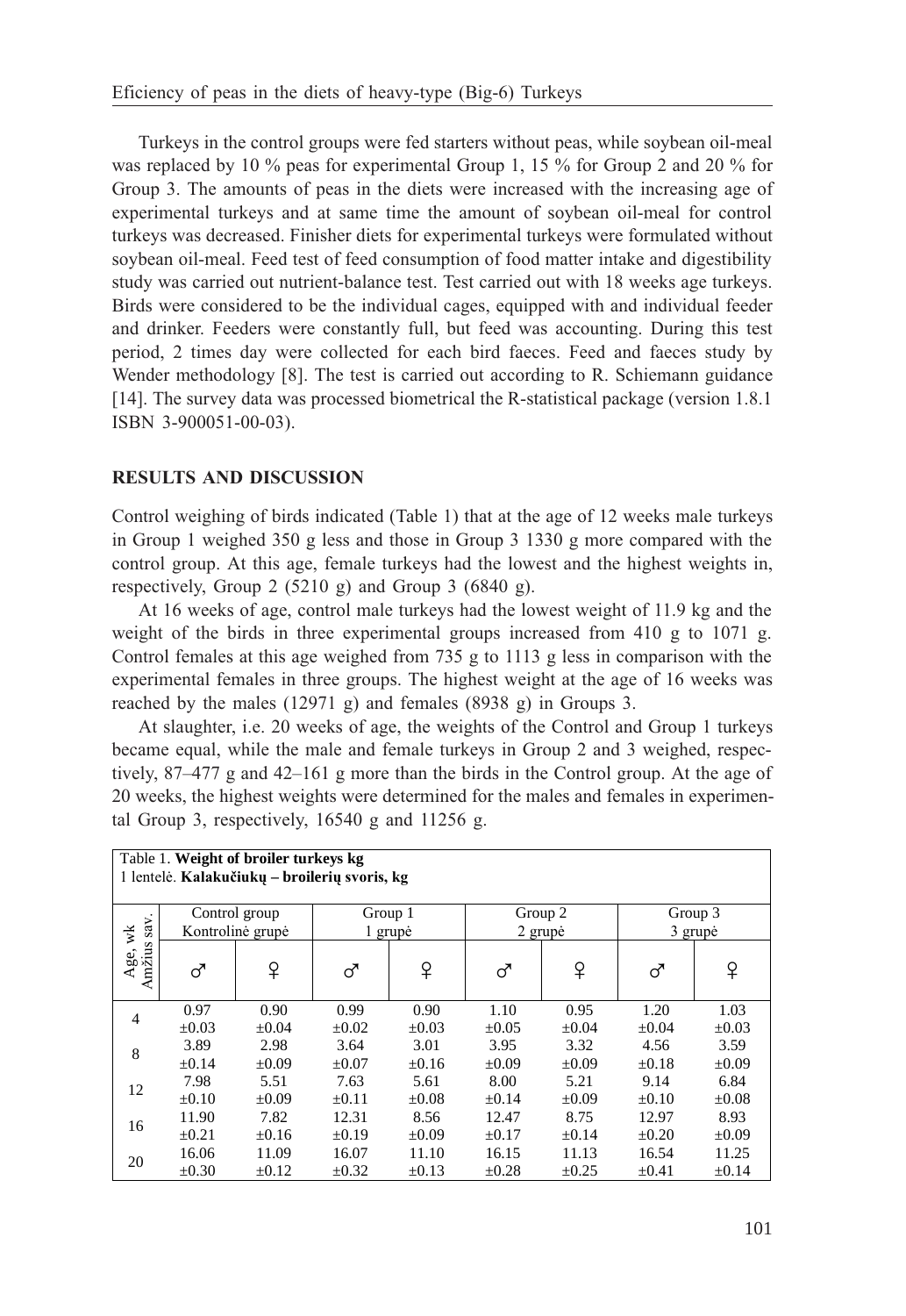Turkeys in the control groups were fed starters without peas, while soybean oil-meal was replaced by 10 % peas for experimental Group 1, 15 % for Group 2 and 20 % for Group 3. The amounts of peas in the diets were increased with the increasing age of experimental turkeys and at same time the amount of soybean oil-meal for control turkeys was decreased. Finisher diets for experimental turkeys were formulated without soybean oil-meal. Feed test of feed consumption of food matter intake and digestibility study was carried out nutrient-balance test. Test carried out with 18 weeks age turkeys. Birds were considered to be the individual cages, equipped with and individual feeder and drinker. Feeders were constantly full, but feed was accounting. During this test period, 2 times day were collected for each bird faeces. Feed and faeces study by Wender methodology [8]. The test is carried out according to R. Schiemann guidance [14]. The survey data was processed biometrical the R-statistical package (version 1.8.1 ISBN 3-900051-00-03).

## RESULTS AND DISCUSSION

Control weighing of birds indicated (Table 1) that at the age of 12 weeks male turkeys in Group 1 weighed 350 g less and those in Group 3 1330 g more compared with the control group. At this age, female turkeys had the lowest and the highest weights in, respectively, Group 2 (5210 g) and Group 3 (6840 g).

At 16 weeks of age, control male turkeys had the lowest weight of 11.9 kg and the weight of the birds in three experimental groups increased from 410 g to 1071 g. Control females at this age weighed from 735 g to 1113 g less in comparison with the experimental females in three groups. The highest weight at the age of 16 weeks was reached by the males (12971 g) and females (8938 g) in Groups 3.

At slaughter, i.e. 20 weeks of age, the weights of the Control and Group 1 turkeys became equal, while the male and female turkeys in Group 2 and 3 weighed, respectively, 87–477 g and 42–161 g more than the birds in the Control group. At the age of 20 weeks, the highest weights were determined for the males and females in experimental Group 3, respectively, 16540 g and 11256 g.

Table 1. **Weight of broiler turkeys kg**
1 lentelė. **Kalakučiukų – broilerių svoris, kg**

| Age, wk Amžius sav. | Control group Kontrolinė grupė | | Group 1 1 grupė | | Group 2 2 grupė | | Group 3 3 grupė | |
|---|---|---|---|---|---|---|---|---|
| | ♂ | ♀ | ♂ | ♀ | ♂ | ♀ | ♂ | ♀ |
| 4 | 0.97 ±0.03 | 0.90 ±0.04 | 0.99 ±0.02 | 0.90 ±0.03 | 1.10 ±0.05 | 0.95 ±0.04 | 1.20 ±0.04 | 1.03 ±0.03 |
| 8 | 3.89 ±0.14 | 2.98 ±0.09 | 3.64 ±0.07 | 3.01 ±0.16 | 3.95 ±0.09 | 3.32 ±0.09 | 4.56 ±0.18 | 3.59 ±0.09 |
| 12 | 7.98 ±0.10 | 5.51 ±0.09 | 7.63 ±0.11 | 5.61 ±0.08 | 8.00 ±0.14 | 5.21 ±0.09 | 9.14 ±0.10 | 6.84 ±0.08 |
| 16 | 11.90 ±0.21 | 7.82 ±0.16 | 12.31 ±0.19 | 8.56 ±0.09 | 12.47 ±0.17 | 8.75 ±0.14 | 12.97 ±0.20 | 8.93 ±0.09 |
| 20 | 16.06 ±0.30 | 11.09 ±0.12 | 16.07 ±0.32 | 11.10 ±0.13 | 16.15 ±0.28 | 11.13 ±0.25 | 16.54 ±0.41 | 11.25 ±0.14 |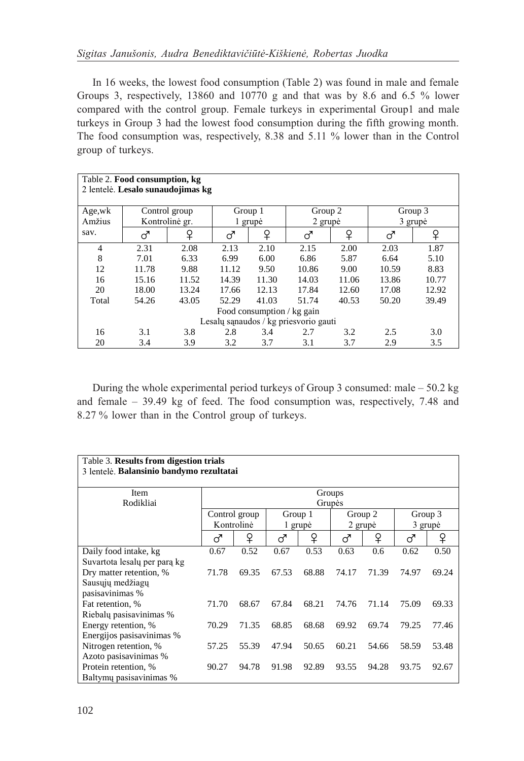In 16 weeks, the lowest food consumption (Table 2) was found in male and female Groups 3, respectively, 13860 and 10770 g and that was by 8.6 and 6.5 % lower compared with the control group. Female turkeys in experimental Group1 and male turkeys in Group 3 had the lowest food consumption during the fifth growing month. The food consumption was, respectively, 8.38 and 5.11 % lower than in the Control group of turkeys.

Table 2. **Food consumption, kg**
2 lentelė. **Lesalo sunaudojimas kg**

| Age,wk Amžius sav. | Control group Kontrolinė gr. | | Group 1 1 grupė | | Group 2 2 grupė | | Group 3 3 grupė | |
|---|---|---|---|---|---|---|---|---|
| | ♂ | ♀ | ♂ | ♀ | ♂ | ♀ | ♂ | ♀ |
| 4 | 2.31 | 2.08 | 2.13 | 2.10 | 2.15 | 2.00 | 2.03 | 1.87 |
| 8 | 7.01 | 6.33 | 6.99 | 6.00 | 6.86 | 5.87 | 6.64 | 5.10 |
| 12 | 11.78 | 9.88 | 11.12 | 9.50 | 10.86 | 9.00 | 10.59 | 8.83 |
| 16 | 15.16 | 11.52 | 14.39 | 11.30 | 14.03 | 11.06 | 13.86 | 10.77 |
| 20 | 18.00 | 13.24 | 17.66 | 12.13 | 17.84 | 12.60 | 17.08 | 12.92 |
| Total | 54.26 | 43.05 | 52.29 | 41.03 | 51.74 | 40.53 | 50.20 | 39.49 |
| | Food consumption / kg gain Lesalų sąnaudos / kg priesvorio gauti | | | | | | | |
| 16 | 3.1 | 3.8 | 2.8 | 3.4 | 2.7 | 3.2 | 2.5 | 3.0 |
| 20 | 3.4 | 3.9 | 3.2 | 3.7 | 3.1 | 3.7 | 2.9 | 3.5 |

During the whole experimental period turkeys of Group 3 consumed: male – 50.2 kg and female – 39.49 kg of feed. The food consumption was, respectively, 7.48 and 8.27 % lower than in the Control group of turkeys.

Table 3. **Results from digestion trials**
3 lentelė. **Balansinio bandymo rezultatai**

| Item Rodikliai | Groups Grupės | | | | | | | |
|---|---|---|---|---|---|---|---|---|
| | Control group Kontrolinė | | Group 1 1 grupė | | Group 2 2 grupė | | Group 3 3 grupė | |
| | ♂ | ♀ | ♂ | ♀ | ♂ | ♀ | ♂ | ♀ |
| Daily food intake, kg Suvartota lesalų per parą kg | 0.67 | 0.52 | 0.67 | 0.53 | 0.63 | 0.6 | 0.62 | 0.50 |
| Dry matter retention, % Sausųjų medžiagų pasisavinimas % | 71.78 | 69.35 | 67.53 | 68.88 | 74.17 | 71.39 | 74.97 | 69.24 |
| Fat retention, % Riebalų pasisavinimas % | 71.70 | 68.67 | 67.84 | 68.21 | 74.76 | 71.14 | 75.09 | 69.33 |
| Energy retention, % Energijos pasisavinimas % | 70.29 | 71.35 | 68.85 | 68.68 | 69.92 | 69.74 | 79.25 | 77.46 |
| Nitrogen retention, % Azoto pasisavinimas % | 57.25 | 55.39 | 47.94 | 50.65 | 60.21 | 54.66 | 58.59 | 53.48 |
| Protein retention, % Baltymų pasisavinimas % | 90.27 | 94.78 | 91.98 | 92.89 | 93.55 | 94.28 | 93.75 | 92.67 |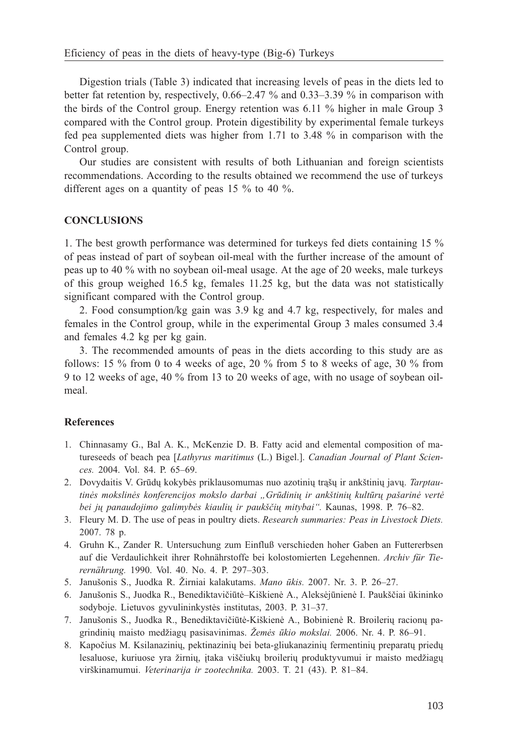Digestion trials (Table 3) indicated that increasing levels of peas in the diets led to better fat retention by, respectively, 0.66–2.47 % and 0.33–3.39 % in comparison with the birds of the Control group. Energy retention was 6.11 % higher in male Group 3 compared with the Control group. Protein digestibility by experimental female turkeys fed pea supplemented diets was higher from 1.71 to 3.48 % in comparison with the Control group.

Our studies are consistent with results of both Lithuanian and foreign scientists recommendations. According to the results obtained we recommend the use of turkeys different ages on a quantity of peas 15 % to 40 %.

## CONCLUSIONS

1. The best growth performance was determined for turkeys fed diets containing 15 % of peas instead of part of soybean oil-meal with the further increase of the amount of peas up to 40 % with no soybean oil-meal usage. At the age of 20 weeks, male turkeys of this group weighed 16.5 kg, females 11.25 kg, but the data was not statistically significant compared with the Control group.

2. Food consumption/kg gain was 3.9 kg and 4.7 kg, respectively, for males and females in the Control group, while in the experimental Group 3 males consumed 3.4 and females 4.2 kg per kg gain.

3. The recommended amounts of peas in the diets according to this study are as follows: 15 % from 0 to 4 weeks of age, 20 % from 5 to 8 weeks of age, 30 % from 9 to 12 weeks of age, 40 % from 13 to 20 weeks of age, with no usage of soybean oil-meal.

### References

1. Chinnasamy G., Bal A. K., McKenzie D. B. Fatty acid and elemental composition of matureseeds of beach pea [*Lathyrus maritimus* (L.) Bigel.]. *Canadian Journal of Plant Sciences.* 2004. Vol. 84. P. 65–69.
2. Dovydaitis V. Grūdų kokybės priklausomumas nuo azotinių trąšų ir ankštinių javų. *Tarptautinės mokslinės konferencijos mokslo darbai „Grūdinių ir ankštinių kultūrų pašarinė vertė bei jų panaudojimo galimybės kiaulių ir paukščių mitybai“.* Kaunas, 1998. P. 76–82.
3. Fleury M. D. The use of peas in poultry diets. *Research summaries: Peas in Livestock Diets.* 2007. 78 p.
4. Gruhn K., Zander R. Untersuchung zum Einfluß verschieden hoher Gaben an Futtererbsen auf die Verdaulichkeit ihrer Rohnährstoffe bei kolostomierten Legehennen. *Archiv für Tierernährung.* 1990. Vol. 40. No. 4. P. 297–303.
5. Janušonis S., Juodka R. Žirniai kalakutams. *Mano ūkis.* 2007. Nr. 3. P. 26–27.
6. Janušonis S., Juodka R., Benediktavičiūtė–Kiškienė A., Aleksėjūnienė I. Paukščiai ūkininko sodyboje. Lietuvos gyvulininkystės institutas, 2003. P. 31–37.
7. Janušonis S., Juodka R., Benediktavičiūtė-Kiškienė A., Bobinienė R. Broilerių racionų pagrindinių maisto medžiagų pasisavinimas. *Žemės ūkio mokslai.* 2006. Nr. 4. P. 86–91.
8. Kapočius M. Ksilanazinių, pektinazinių bei beta-gliukanazinių fermentinių preparatų priedų lesaluose, kuriuose yra žirnių, įtaka viščiukų broilerių produktyvumui ir maisto medžiagų virškinamumui. *Veterinarija ir zootechnika.* 2003. T. 21 (43). P. 81–84.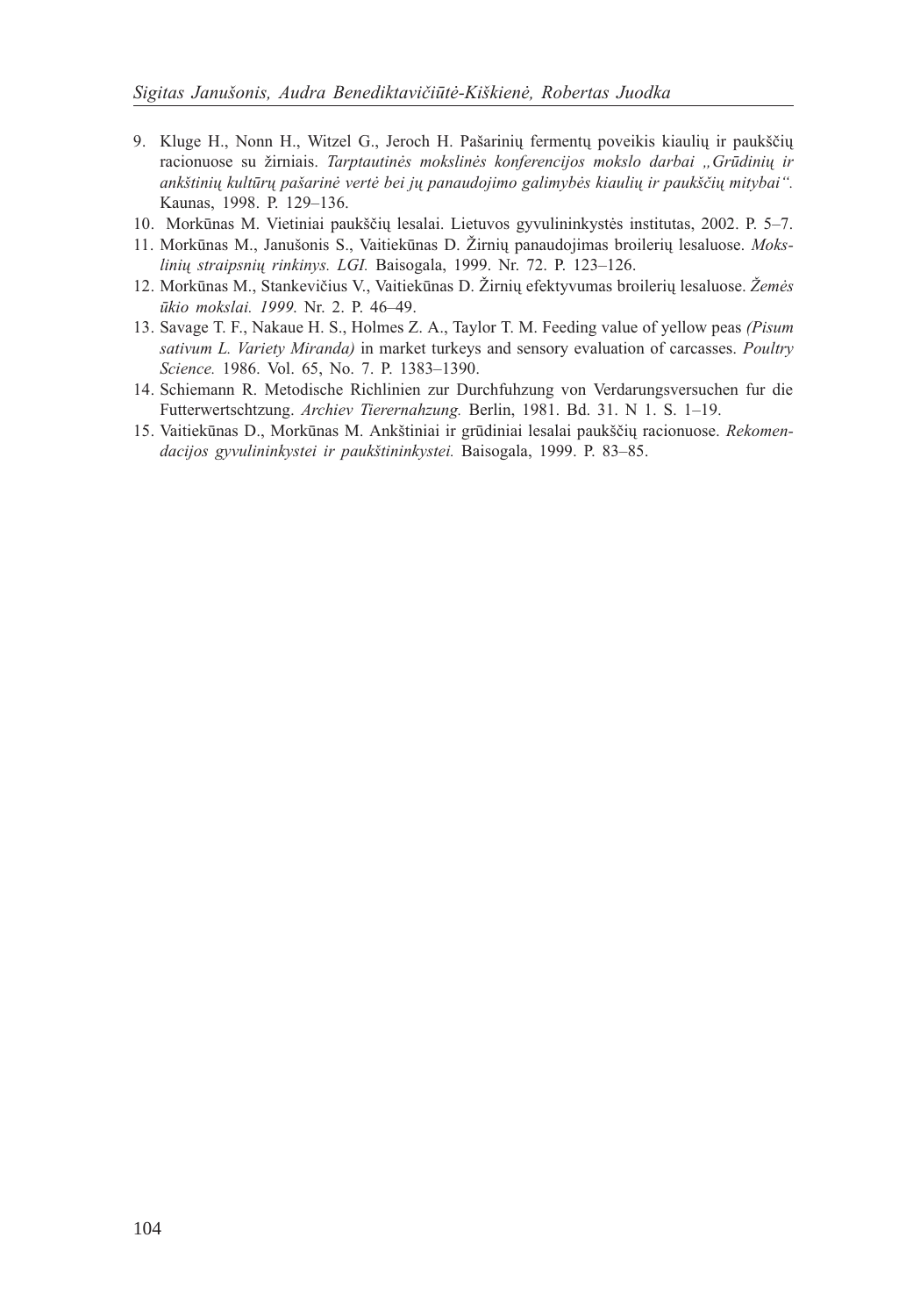9. Kluge H., Nonn H., Witzel G., Jeroch H. Pašarinių fermentų poveikis kiaulių ir paukščių racionuose su žirniais. *Tarptautinės mokslinės konferencijos mokslo darbai „Grūdinių ir ankštinių kultūrų pašarinė vertė bei jų panaudojimo galimybės kiaulių ir paukščių mitybai".* Kaunas, 1998. P. 129–136.
10. Morkūnas M. Vietiniai paukščių lesalai. Lietuvos gyvulininkystės institutas, 2002. P. 5–7.
11. Morkūnas M., Janušonis S., Vaitiekūnas D. Žirnių panaudojimas broilerių lesaluose. *Mokslinių straipsnių rinkinys. LGI.* Baisogala, 1999. Nr. 72. P. 123–126.
12. Morkūnas M., Stankevičius V., Vaitiekūnas D. Žirnių efektyvumas broilerių lesaluose. *Žemės ūkio mokslai. 1999.* Nr. 2. P. 46–49.
13. Savage T. F., Nakaue H. S., Holmes Z. A., Taylor T. M. Feeding value of yellow peas *(Pisum sativum L. Variety Miranda)* in market turkeys and sensory evaluation of carcasses. *Poultry Science.* 1986. Vol. 65, No. 7. P. 1383–1390.
14. Schiemann R. Metodische Richlinien zur Durchfuhzung von Verdarungsversuchen fur die Futterwertschtzung. *Archiev Tierernahzung.* Berlin, 1981. Bd. 31. N 1. S. 1–19.
15. Vaitiekūnas D., Morkūnas M. Ankštiniai ir grūdiniai lesalai paukščių racionuose. *Rekomendacijos gyvulininkystei ir paukštininkystei.* Baisogala, 1999. P. 83–85.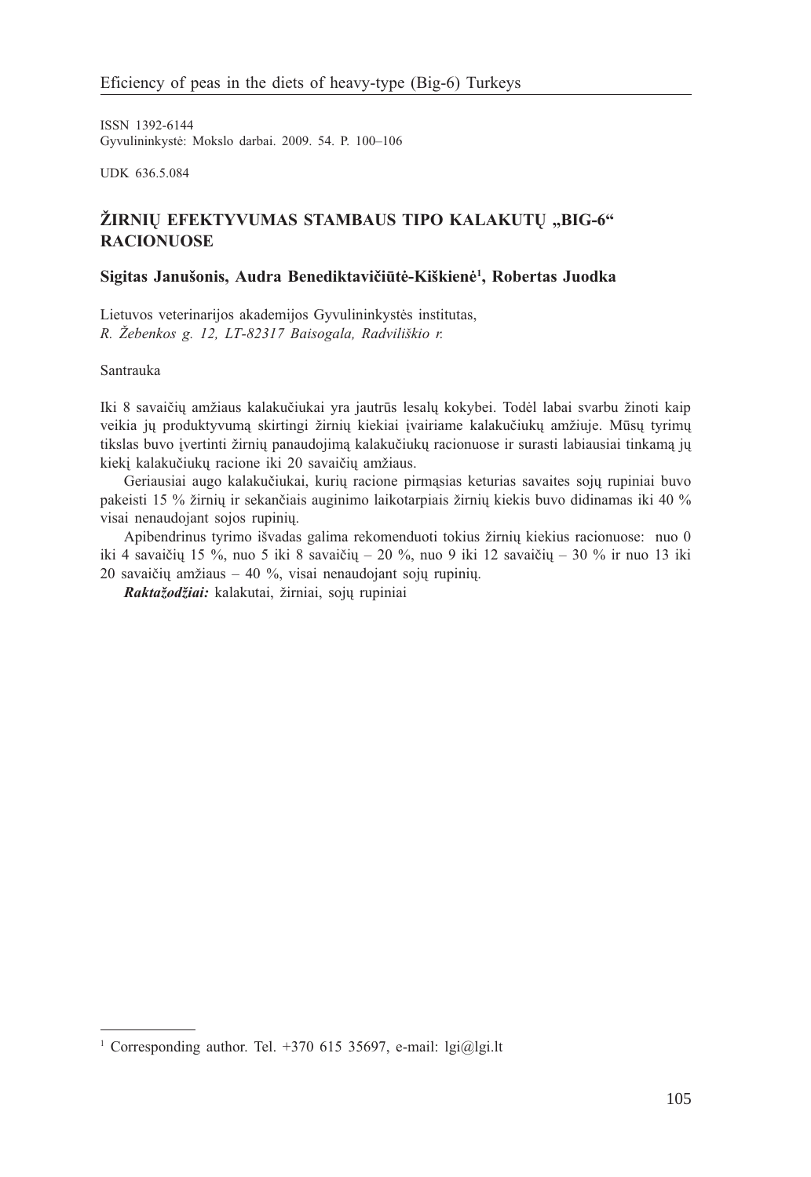ISSN 1392-6144
Gyvulininkystė: Mokslo darbai. 2009. 54. P. 100–106

UDK 636.5.084

## ŽIRNIŲ EFEKTYVUMAS STAMBAUS TIPO KALAKUTŲ „BIG-6“ RACIONUOSE

**Sigitas Janušonis, Audra Benediktavičiūtė-Kiškienė[1], Robertas Juodka**

Lietuvos veterinarijos akademijos Gyvulininkystės institutas,
*R. Žebenkos g. 12, LT-82317 Baisogala, Radviliškio r.*

Santrauka

Iki 8 savaičių amžiaus kalakučiukai yra jautrūs lesalų kokybei. Todėl labai svarbu žinoti kaip veikia jų produktyvumą skirtingi žirnių kiekiai įvairiame kalakučiukų amžiuje. Mūsų tyrimų tikslas buvo įvertinti žirnių panaudojimą kalakučiukų racionuose ir surasti labiausiai tinkamą jų kiekį kalakučiukų racione iki 20 savaičių amžiaus.

Geriausiai augo kalakučiukai, kurių racione pirmąsias keturias savaites sojų rupiniai buvo pakeisti 15 % žirnių ir sekančiais auginimo laikotarpiais žirnių kiekis buvo didinamas iki 40 % visai nenaudojant sojos rupinių.

Apibendrinus tyrimo išvadas galima rekomenduoti tokius žirnių kiekius racionuose: nuo 0 iki 4 savaičių 15 %, nuo 5 iki 8 savaičių – 20 %, nuo 9 iki 12 savaičių – 30 % ir nuo 13 iki 20 savaičių amžiaus – 40 %, visai nenaudojant sojų rupinių.

***Raktažodžiai:*** kalakutai, žirniai, sojų rupiniai

---

[1] Corresponding author. Tel. +370 615 35697, e-mail: lgi@lgi.lt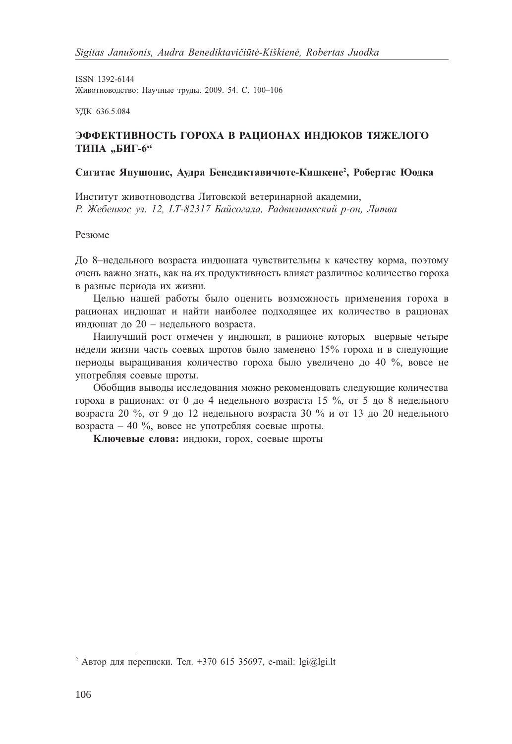ISSN 1392-6144
Животноводство: Научные труды. 2009. 54. С. 100–106

УДК 636.5.084

## ЭФФЕКТИВНОСТЬ ГОРОХА В РАЦИОНАХ ИНДЮКОВ ТЯЖЕЛОГО ТИПА „БИГ-6“

**Сигитас Янушонис, Аудра Бенедиктавичюте-Кишкене[2], Робертас Юодка**

Институт животноводства Литовской ветеринарной академии,
*Р. Жебенкос ул. 12, LT-82317 Байсогала, Радвилишкский р-он, Литва*

Резюме

До 8–недельного возраста индюшата чувствительны к качеству корма, поэтому очень важно знать, как на их продуктивность влияет различное количество гороха в разные периода их жизни.

Целью нашей работы было оценить возможность применения гороха в рационах индюшат и найти наиболее подходящее их количество в рационах индюшат до 20 – недельного возраста.

Наилучший рост отмечен у индюшат, в рационе которых впервые четыре недели жизни часть соевых шротов было заменено 15% гороха и в следующие периоды выращивания количество гороха было увеличено до 40 %, вовсе не употребляя соевые шроты.

Обобщив выводы исследования можно рекомендовать следующие количества гороха в рационах: от 0 до 4 недельного возраста 15 %, от 5 до 8 недельного возраста 20 %, от 9 до 12 недельного возраста 30 % и от 13 до 20 недельного возраста – 40 %, вовсе не употребляя соевые шроты.

**Ключевые слова:** индюки, горох, соевые шроты

[2] Автор для переписки. Тел. +370 615 35697, e-mail: lgi@lgi.lt